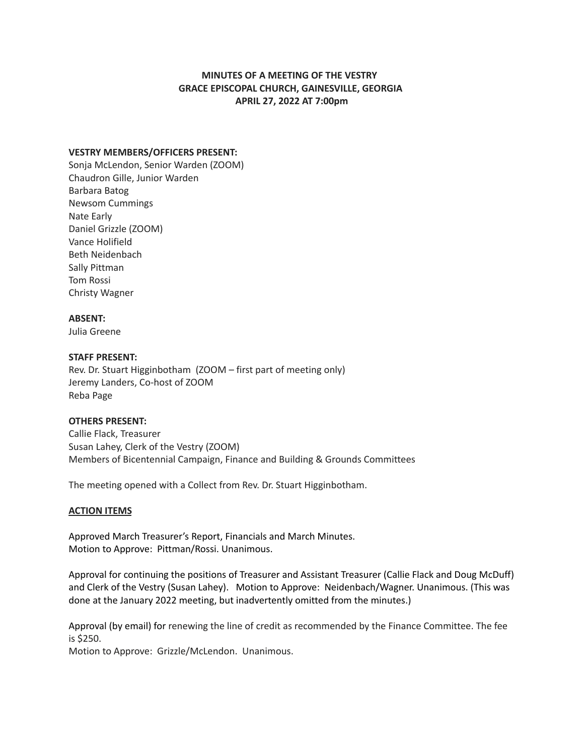**MINUTES OF A MEETING OF THE VESTRY**
**GRACE EPISCOPAL CHURCH, GAINESVILLE, GEORGIA**
**APRIL 27, 2022 AT 7:00pm**

**VESTRY MEMBERS/OFFICERS PRESENT:**
Sonja McLendon, Senior Warden (ZOOM)
Chaudron Gille, Junior Warden
Barbara Batog
Newsom Cummings
Nate Early
Daniel Grizzle (ZOOM)
Vance Holifield
Beth Neidenbach
Sally Pittman
Tom Rossi
Christy Wagner

**ABSENT:**
Julia Greene

**STAFF PRESENT:**
Rev. Dr. Stuart Higginbotham (ZOOM – first part of meeting only)
Jeremy Landers, Co-host of ZOOM
Reba Page

**OTHERS PRESENT:**
Callie Flack, Treasurer
Susan Lahey, Clerk of the Vestry (ZOOM)
Members of Bicentennial Campaign, Finance and Building & Grounds Committees

The meeting opened with a Collect from Rev. Dr. Stuart Higginbotham.

**ACTION ITEMS**

Approved March Treasurer's Report, Financials and March Minutes.
Motion to Approve: Pittman/Rossi. Unanimous.

Approval for continuing the positions of Treasurer and Assistant Treasurer (Callie Flack and Doug McDuff) and Clerk of the Vestry (Susan Lahey). Motion to Approve: Neidenbach/Wagner. Unanimous. (This was done at the January 2022 meeting, but inadvertently omitted from the minutes.)

Approval (by email) for renewing the line of credit as recommended by the Finance Committee. The fee is $250.
Motion to Approve: Grizzle/McLendon. Unanimous.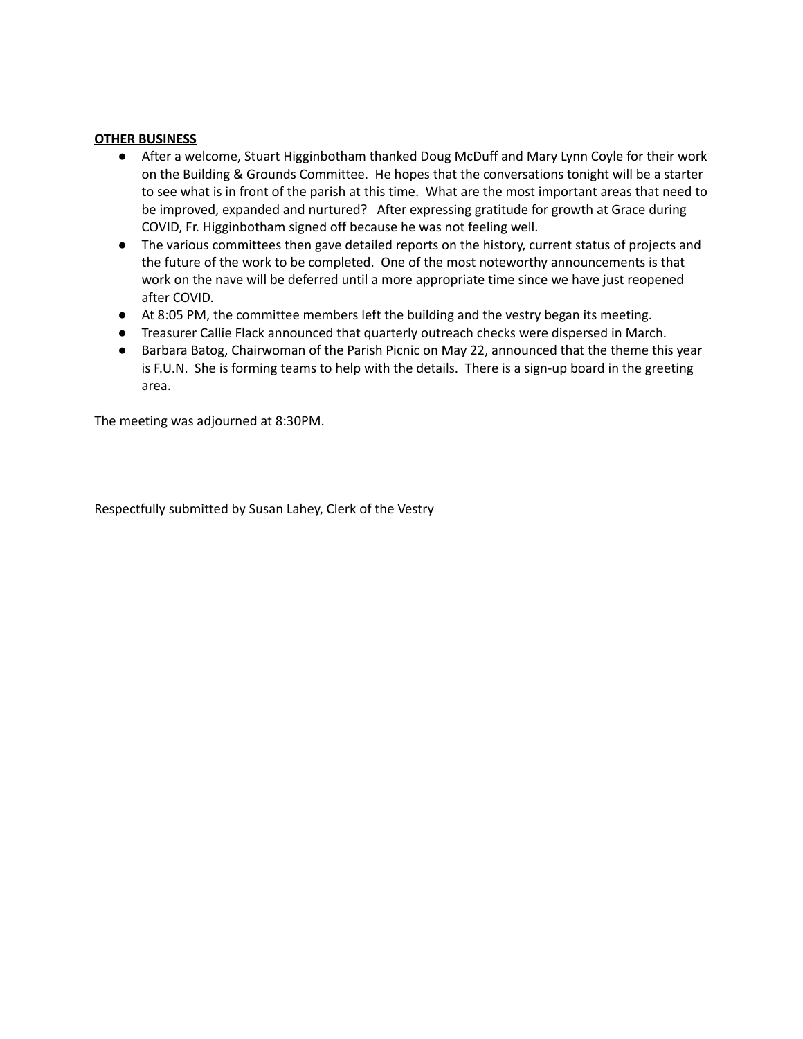**OTHER BUSINESS**

- After a welcome, Stuart Higginbotham thanked Doug McDuff and Mary Lynn Coyle for their work on the Building & Grounds Committee. He hopes that the conversations tonight will be a starter to see what is in front of the parish at this time. What are the most important areas that need to be improved, expanded and nurtured? After expressing gratitude for growth at Grace during COVID, Fr. Higginbotham signed off because he was not feeling well.
- The various committees then gave detailed reports on the history, current status of projects and the future of the work to be completed. One of the most noteworthy announcements is that work on the nave will be deferred until a more appropriate time since we have just reopened after COVID.
- At 8:05 PM, the committee members left the building and the vestry began its meeting.
- Treasurer Callie Flack announced that quarterly outreach checks were dispersed in March.
- Barbara Batog, Chairwoman of the Parish Picnic on May 22, announced that the theme this year is F.U.N. She is forming teams to help with the details. There is a sign-up board in the greeting area.

The meeting was adjourned at 8:30PM.

Respectfully submitted by Susan Lahey, Clerk of the Vestry